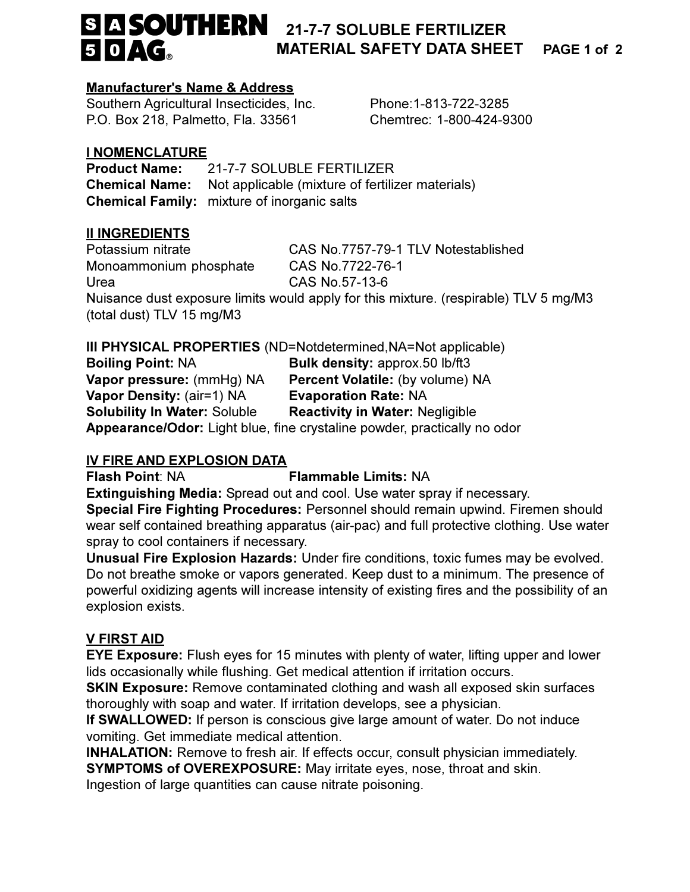# SOUTHERN AG 21-7-7 SOLUBLE FERTILIZER MATERIAL SAFETY DATA SHEET

**Manufacturer's Name & Address**

Southern Agricultural Insecticides, Inc. Phone:1-813-722-3285
P.O. Box 218, Palmetto, Fla. 33561 Chemtrec: 1-800-424-9300

## I NOMENCLATURE

**Product Name:** 21-7-7 SOLUBLE FERTILIZER
**Chemical Name:** Not applicable (mixture of fertilizer materials)
**Chemical Family:** mixture of inorganic salts

## II INGREDIENTS

| | | |
|---|---|---|
| Potassium nitrate | CAS No.7757-79-1 | TLV Notestablished |
| Monoammonium phosphate | CAS No.7722-76-1 | |
| Urea | CAS No.57-13-6 | |

Nuisance dust exposure limits would apply for this mixture. (respirable) TLV 5 mg/M3 (total dust) TLV 15 mg/M3

## III PHYSICAL PROPERTIES (ND=Notdetermined,NA=Not applicable)

**Boiling Point:** NA **Bulk density:** approx.50 lb/ft3
**Vapor pressure:** (mmHg) NA **Percent Volatile:** (by volume) NA
**Vapor Density:** (air=1) NA **Evaporation Rate:** NA
**Solubility In Water:** Soluble **Reactivity in Water:** Negligible
**Appearance/Odor:** Light blue, fine crystaline powder, practically no odor

## IV FIRE AND EXPLOSION DATA

**Flash Point**: NA **Flammable Limits:** NA
**Extinguishing Media:** Spread out and cool. Use water spray if necessary.
**Special Fire Fighting Procedures:** Personnel should remain upwind. Firemen should wear self contained breathing apparatus (air-pac) and full protective clothing. Use water spray to cool containers if necessary.
**Unusual Fire Explosion Hazards:** Under fire conditions, toxic fumes may be evolved. Do not breathe smoke or vapors generated. Keep dust to a minimum. The presence of powerful oxidizing agents will increase intensity of existing fires and the possibility of an explosion exists.

## V FIRST AID

**EYE Exposure:** Flush eyes for 15 minutes with plenty of water, lifting upper and lower lids occasionally while flushing. Get medical attention if irritation occurs.
**SKIN Exposure:** Remove contaminated clothing and wash all exposed skin surfaces thoroughly with soap and water. If irritation develops, see a physician.
**If SWALLOWED:** If person is conscious give large amount of water. Do not induce vomiting. Get immediate medical attention.
**INHALATION:** Remove to fresh air. If effects occur, consult physician immediately.
**SYMPTOMS of OVEREXPOSURE:** May irritate eyes, nose, throat and skin.
Ingestion of large quantities can cause nitrate poisoning.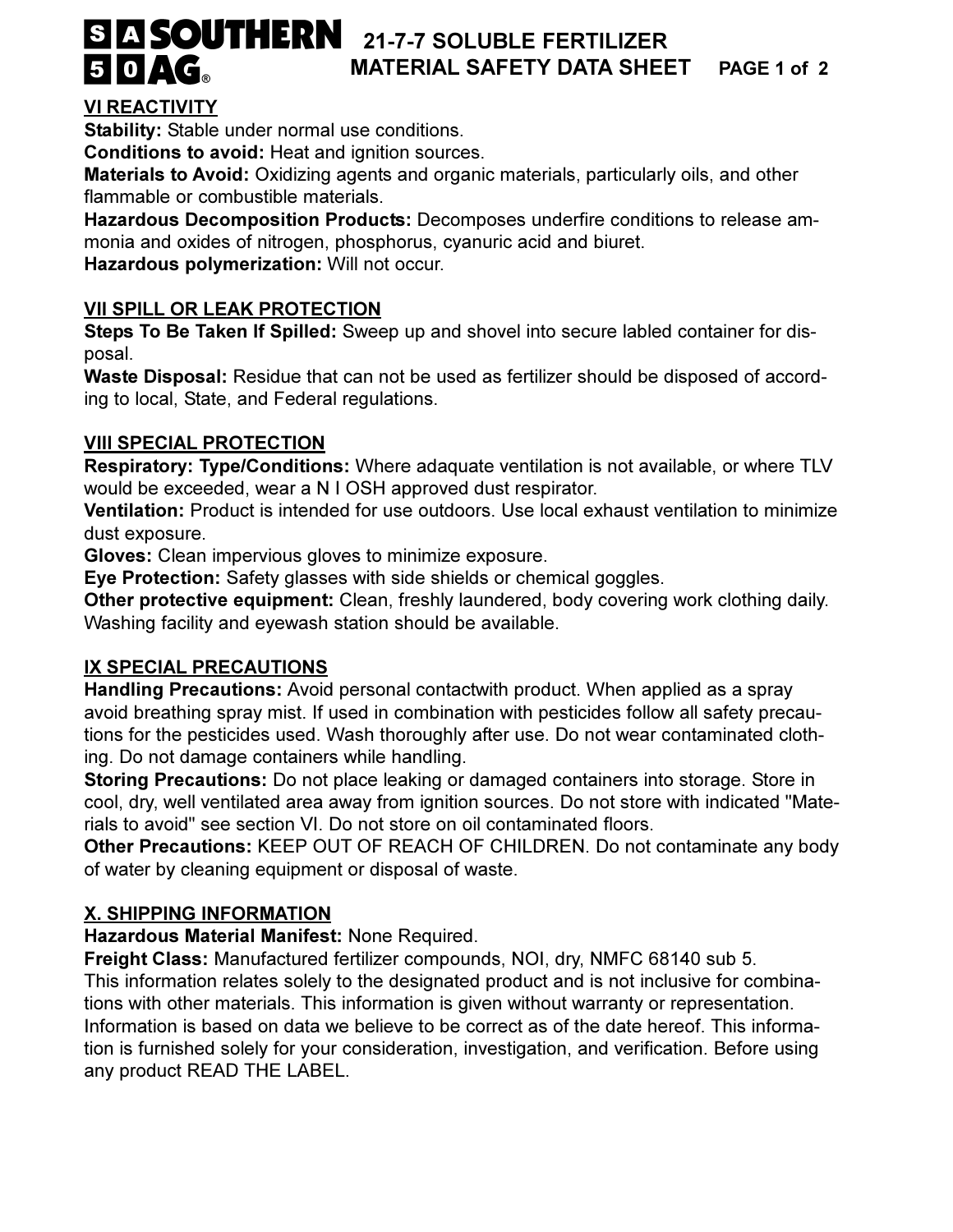# 21-7-7 SOLUBLE FERTILIZER MATERIAL SAFETY DATA SHEET

## VI REACTIVITY

**Stability:** Stable under normal use conditions.

**Conditions to avoid:** Heat and ignition sources.

**Materials to Avoid:** Oxidizing agents and organic materials, particularly oils, and other flammable or combustible materials.

**Hazardous Decomposition Products:** Decomposes underfire conditions to release ammonia and oxides of nitrogen, phosphorus, cyanuric acid and biuret.

**Hazardous polymerization:** Will not occur.

## VII SPILL OR LEAK PROTECTION

**Steps To Be Taken If Spilled:** Sweep up and shovel into secure labled container for disposal.

**Waste Disposal:** Residue that can not be used as fertilizer should be disposed of according to local, State, and Federal regulations.

## VIII SPECIAL PROTECTION

**Respiratory: Type/Conditions:** Where adaquate ventilation is not available, or where TLV would be exceeded, wear a N I OSH approved dust respirator.

**Ventilation:** Product is intended for use outdoors. Use local exhaust ventilation to minimize dust exposure.

**Gloves:** Clean impervious gloves to minimize exposure.

**Eye Protection:** Safety glasses with side shields or chemical goggles.

**Other protective equipment:** Clean, freshly laundered, body covering work clothing daily. Washing facility and eyewash station should be available.

## IX SPECIAL PRECAUTIONS

**Handling Precautions:** Avoid personal contactwith product. When applied as a spray avoid breathing spray mist. If used in combination with pesticides follow all safety precautions for the pesticides used. Wash thoroughly after use. Do not wear contaminated clothing. Do not damage containers while handling.

**Storing Precautions:** Do not place leaking or damaged containers into storage. Store in cool, dry, well ventilated area away from ignition sources. Do not store with indicated "Materials to avoid" see section VI. Do not store on oil contaminated floors.

**Other Precautions:** KEEP OUT OF REACH OF CHILDREN. Do not contaminate any body of water by cleaning equipment or disposal of waste.

## X. SHIPPING INFORMATION

**Hazardous Material Manifest:** None Required.

**Freight Class:** Manufactured fertilizer compounds, NOI, dry, NMFC 68140 sub 5.

This information relates solely to the designated product and is not inclusive for combinations with other materials. This information is given without warranty or representation. Information is based on data we believe to be correct as of the date hereof. This information is furnished solely for your consideration, investigation, and verification. Before using any product READ THE LABEL.